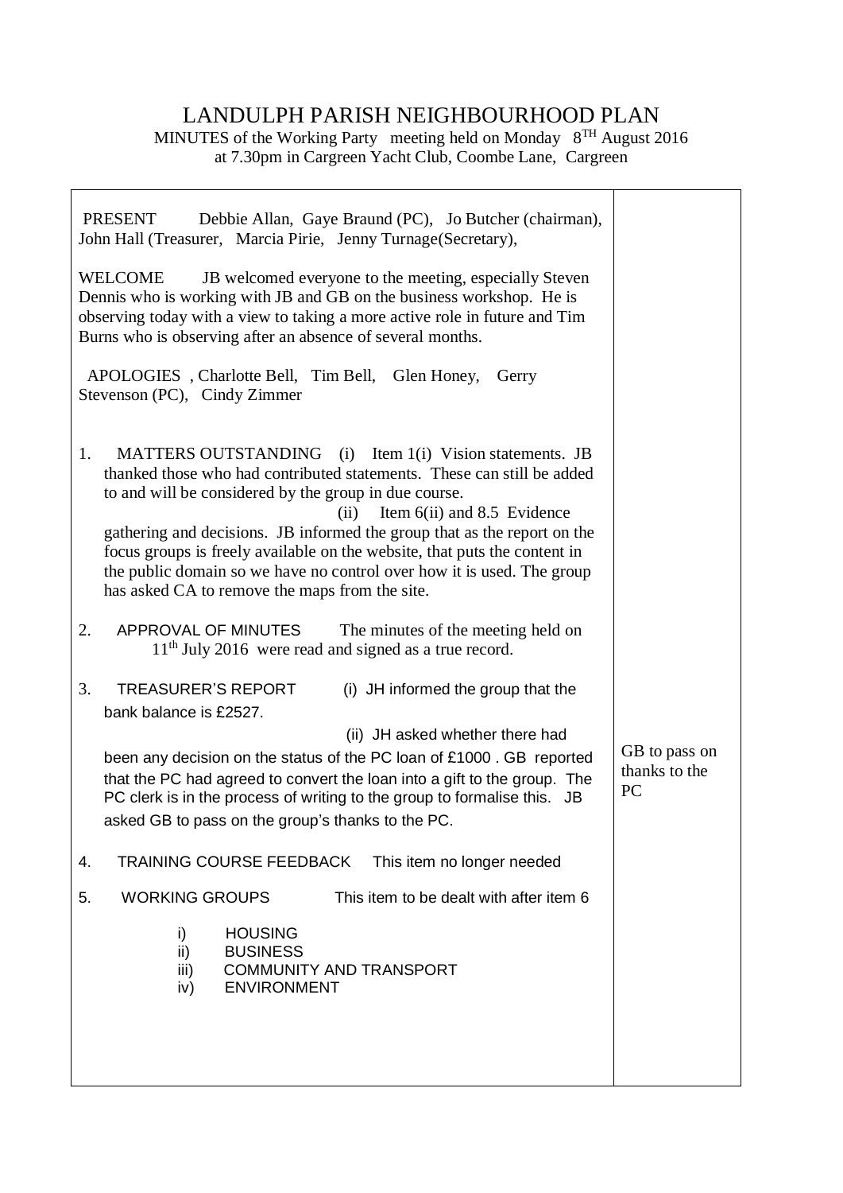# LANDULPH PARISH NEIGHBOURHOOD PLAN

MINUTES of the Working Party meeting held on Monday 8TH August 2016 at 7.30pm in Cargreen Yacht Club, Coombe Lane, Cargreen

| | |
|---|---|
| PRESENT Debbie Allan, Gaye Braund (PC), Jo Butcher (chairman), John Hall (Treasurer, Marcia Pirie, Jenny Turnage(Secretary), | |
| WELCOME JB welcomed everyone to the meeting, especially Steven Dennis who is working with JB and GB on the business workshop. He is observing today with a view to taking a more active role in future and Tim Burns who is observing after an absence of several months. | |
| APOLOGIES , Charlotte Bell, Tim Bell, Glen Honey, Gerry Stevenson (PC), Cindy Zimmer | |
| 1. MATTERS OUTSTANDING (i) Item 1(i) Vision statements. JB thanked those who had contributed statements. These can still be added to and will be considered by the group in due course. (ii) Item 6(ii) and 8.5 Evidence gathering and decisions. JB informed the group that as the report on the focus groups is freely available on the website, that puts the content in the public domain so we have no control over how it is used. The group has asked CA to remove the maps from the site. | |
| 2. APPROVAL OF MINUTES The minutes of the meeting held on 11th July 2016 were read and signed as a true record. | |
| 3. TREASURER'S REPORT (i) JH informed the group that the bank balance is £2527. (ii) JH asked whether there had been any decision on the status of the PC loan of £1000 . GB reported that the PC had agreed to convert the loan into a gift to the group. The PC clerk is in the process of writing to the group to formalise this. JB asked GB to pass on the group's thanks to the PC. | GB to pass on thanks to the PC |
| 4. TRAINING COURSE FEEDBACK This item no longer needed | |
| 5. WORKING GROUPS This item to be dealt with after item 6<br>i) HOUSING<br>ii) BUSINESS<br>iii) COMMUNITY AND TRANSPORT<br>iv) ENVIRONMENT | |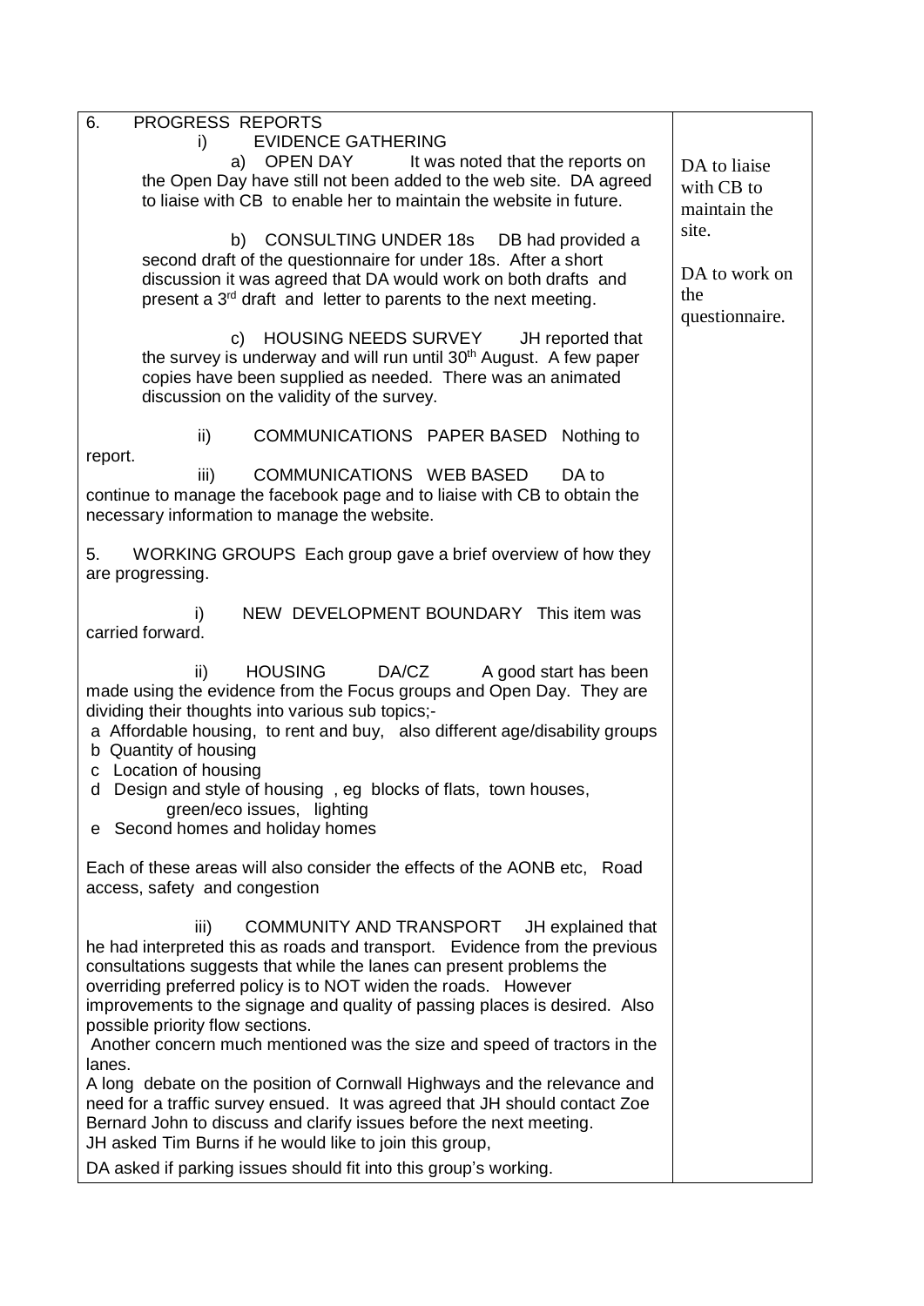| | |
|---|---|
| 6. PROGRESS REPORTS<br><br>i) EVIDENCE GATHERING<br><br>a) OPEN DAY It was noted that the reports on the Open Day have still not been added to the web site. DA agreed to liaise with CB to enable her to maintain the website in future.<br><br>b) CONSULTING UNDER 18s DB had provided a second draft of the questionnaire for under 18s. After a short discussion it was agreed that DA would work on both drafts and present a 3rd draft and letter to parents to the next meeting.<br><br>c) HOUSING NEEDS SURVEY JH reported that the survey is underway and will run until 30th August. A few paper copies have been supplied as needed. There was an animated discussion on the validity of the survey.<br><br>ii) COMMUNICATIONS PAPER BASED Nothing to report.<br><br>iii) COMMUNICATIONS WEB BASED DA to continue to manage the facebook page and to liaise with CB to obtain the necessary information to manage the website.<br><br>5. WORKING GROUPS Each group gave a brief overview of how they are progressing.<br><br>i) NEW DEVELOPMENT BOUNDARY This item was carried forward.<br><br>ii) HOUSING DA/CZ A good start has been made using the evidence from the Focus groups and Open Day. They are dividing their thoughts into various sub topics;-<br>a Affordable housing, to rent and buy, also different age/disability groups<br>b Quantity of housing<br>c Location of housing<br>d Design and style of housing , eg blocks of flats, town houses, green/eco issues, lighting<br>e Second homes and holiday homes<br><br>Each of these areas will also consider the effects of the AONB etc, Road access, safety and congestion<br><br>iii) COMMUNITY AND TRANSPORT JH explained that he had interpreted this as roads and transport. Evidence from the previous consultations suggests that while the lanes can present problems the overriding preferred policy is to NOT widen the roads. However improvements to the signage and quality of passing places is desired. Also possible priority flow sections.<br>Another concern much mentioned was the size and speed of tractors in the lanes.<br>A long debate on the position of Cornwall Highways and the relevance and need for a traffic survey ensued. It was agreed that JH should contact Zoe Bernard John to discuss and clarify issues before the next meeting.<br>JH asked Tim Burns if he would like to join this group,<br><br>DA asked if parking issues should fit into this group's working. | DA to liaise with CB to maintain the site.<br><br>DA to work on the questionnaire. |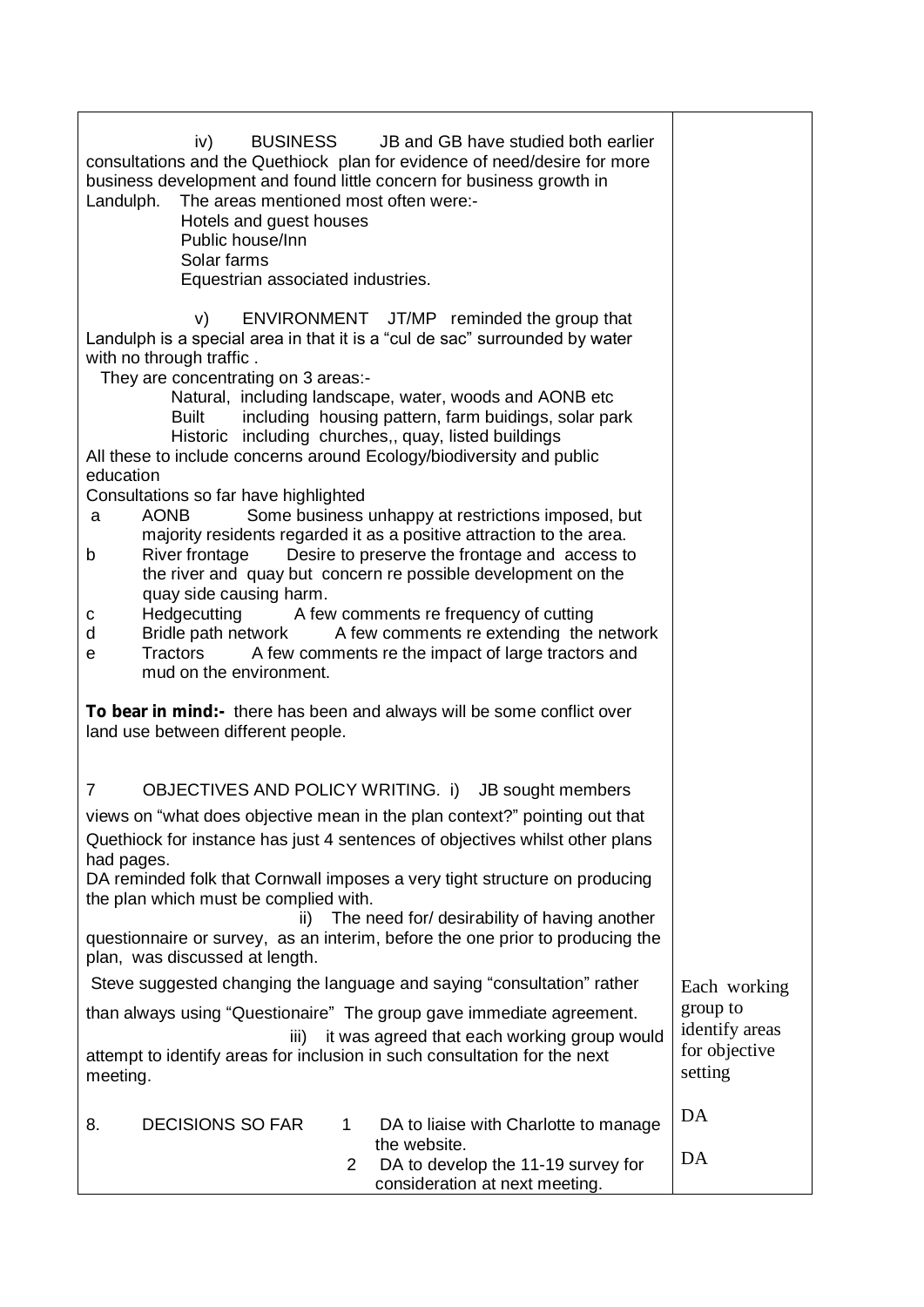| | |
|---|---|
| iv) BUSINESS JB and GB have studied both earlier consultations and the Quethiock plan for evidence of need/desire for more business development and found little concern for business growth in Landulph. The areas mentioned most often were:-<br>Hotels and guest houses<br>Public house/Inn<br>Solar farms<br>Equestrian associated industries.<br><br>v) ENVIRONMENT JT/MP reminded the group that Landulph is a special area in that it is a "cul de sac" surrounded by water with no through traffic .<br>They are concentrating on 3 areas:-<br>Natural, including landscape, water, woods and AONB etc<br>Built including housing pattern, farm buidings, solar park<br>Historic including churches,, quay, listed buildings<br>All these to include concerns around Ecology/biodiversity and public education<br>Consultations so far have highlighted<br>a AONB Some business unhappy at restrictions imposed, but majority residents regarded it as a positive attraction to the area.<br>b River frontage Desire to preserve the frontage and access to the river and quay but concern re possible development on the quay side causing harm.<br>c Hedgecutting A few comments re frequency of cutting<br>d Bridle path network A few comments re extending the network<br>e Tractors A few comments re the impact of large tractors and mud on the environment.<br><br>**To bear in mind:-** there has been and always will be some conflict over land use between different people. | |
| 7 OBJECTIVES AND POLICY WRITING. i) JB sought members views on "what does objective mean in the plan context?" pointing out that Quethiock for instance has just 4 sentences of objectives whilst other plans had pages.<br>DA reminded folk that Cornwall imposes a very tight structure on producing the plan which must be complied with.<br>ii) The need for/ desirability of having another questionnaire or survey, as an interim, before the one prior to producing the plan, was discussed at length.<br>Steve suggested changing the language and saying "consultation" rather than always using "Questionaire" The group gave immediate agreement.<br>iii) it was agreed that each working group would attempt to identify areas for inclusion in such consultation for the next meeting. | Each working group to identify areas for objective setting |
| 8. DECISIONS SO FAR 1 DA to liaise with Charlotte to manage the website.<br>2 DA to develop the 11-19 survey for consideration at next meeting. | DA<br><br>DA |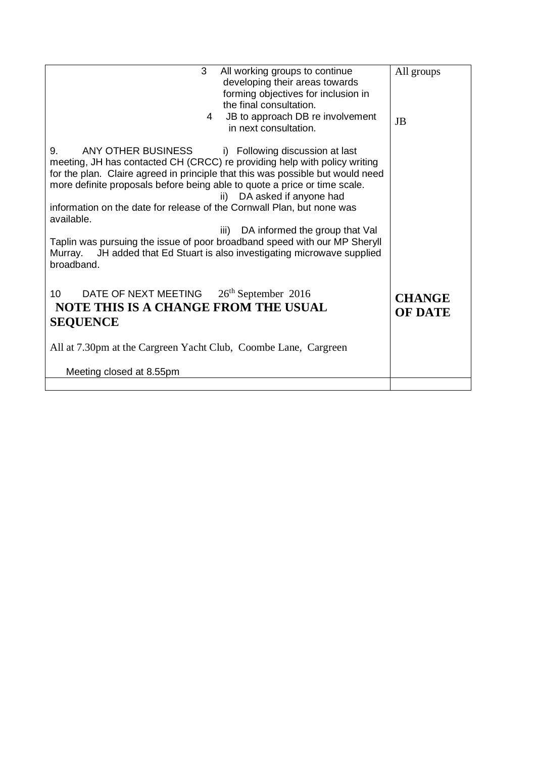| | |
|---|---|
| 3 All working groups to continue developing their areas towards forming objectives for inclusion in the final consultation.<br>4 JB to approach DB re involvement in next consultation.<br><br>9. ANY OTHER BUSINESS i) Following discussion at last meeting, JH has contacted CH (CRCC) re providing help with policy writing for the plan. Claire agreed in principle that this was possible but would need more definite proposals before being able to quote a price or time scale.<br>ii) DA asked if anyone had information on the date for release of the Cornwall Plan, but none was available.<br>iii) DA informed the group that Val Taplin was pursuing the issue of poor broadband speed with our MP Sheryll Murray. JH added that Ed Stuart is also investigating microwave supplied broadband.<br><br>10 DATE OF NEXT MEETING 26th September 2016<br>**NOTE THIS IS A CHANGE FROM THE USUAL SEQUENCE**<br><br>All at 7.30pm at the Cargreen Yacht Club, Coombe Lane, Cargreen<br><br>Meeting closed at 8.55pm | All groups<br><br>JB<br><br><br><br><br><br><br><br><br><br>**CHANGE OF DATE** |
| | |